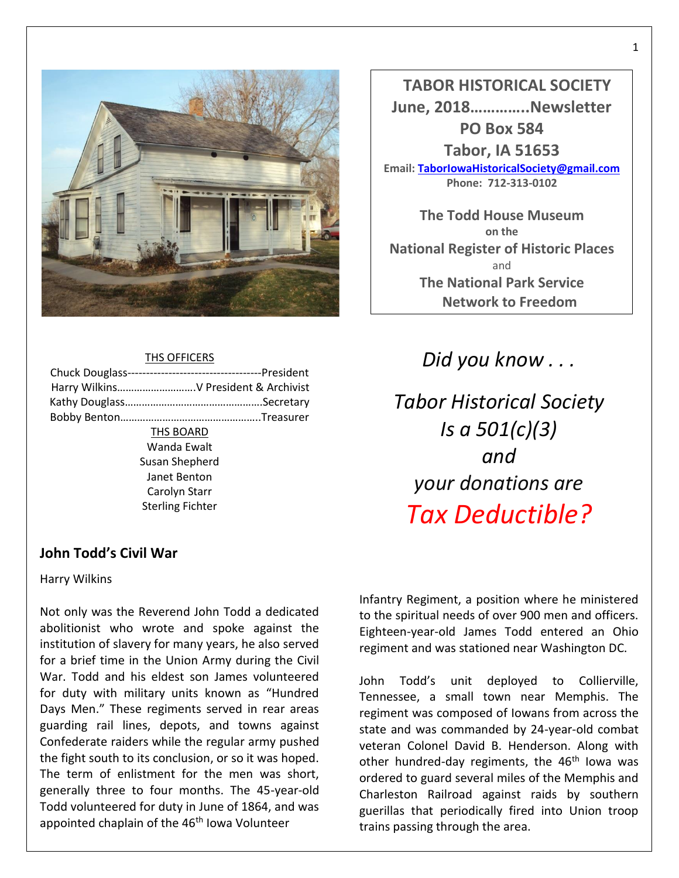**TABOR HISTORICAL SOCIETY**
**June, 2018…………..Newsletter**
**PO Box 584**
**Tabor, IA 51653**
**Email: TaborIowaHistoricalSociety@gmail.com**
**Phone: 712-313-0102**

**The Todd House Museum**
**on the**
**National Register of Historic Places**
and
**The National Park Service**
**Network to Freedom**

THS OFFICERS

Chuck Douglass-----------------------------------President
Harry Wilkins……………………….V President & Archivist
Kathy Douglass………………………………………..Secretary
Bobby Benton…………………………………………..Treasurer

THS BOARD

Wanda Ewalt
Susan Shepherd
Janet Benton
Carolyn Starr
Sterling Fichter

*Did you know . . .*

*Tabor Historical Society Is a 501(c)(3) and your donations are Tax Deductible?*

## John Todd's Civil War

Harry Wilkins

Not only was the Reverend John Todd a dedicated abolitionist who wrote and spoke against the institution of slavery for many years, he also served for a brief time in the Union Army during the Civil War. Todd and his eldest son James volunteered for duty with military units known as "Hundred Days Men." These regiments served in rear areas guarding rail lines, depots, and towns against Confederate raiders while the regular army pushed the fight south to its conclusion, or so it was hoped. The term of enlistment for the men was short, generally three to four months. The 45-year-old Todd volunteered for duty in June of 1864, and was appointed chaplain of the 46th Iowa Volunteer Infantry Regiment, a position where he ministered to the spiritual needs of over 900 men and officers. Eighteen-year-old James Todd entered an Ohio regiment and was stationed near Washington DC.

John Todd's unit deployed to Collierville, Tennessee, a small town near Memphis. The regiment was composed of Iowans from across the state and was commanded by 24-year-old combat veteran Colonel David B. Henderson. Along with other hundred-day regiments, the 46th Iowa was ordered to guard several miles of the Memphis and Charleston Railroad against raids by southern guerillas that periodically fired into Union troop trains passing through the area.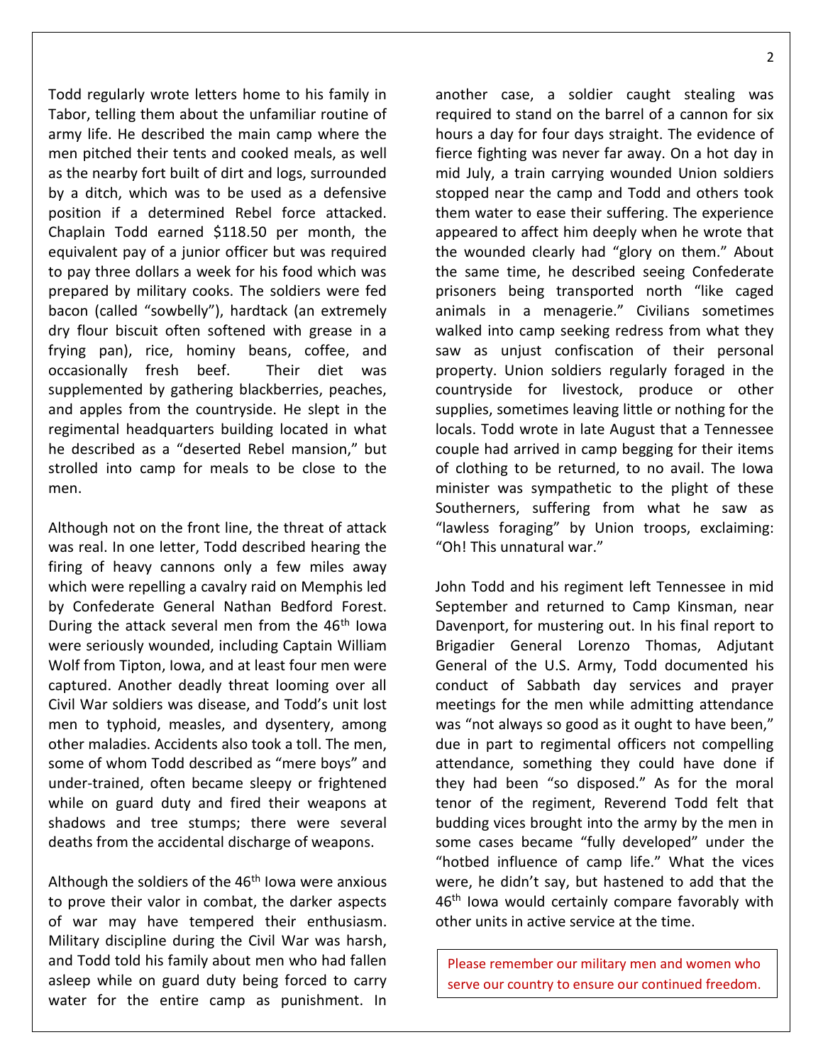Todd regularly wrote letters home to his family in Tabor, telling them about the unfamiliar routine of army life. He described the main camp where the men pitched their tents and cooked meals, as well as the nearby fort built of dirt and logs, surrounded by a ditch, which was to be used as a defensive position if a determined Rebel force attacked. Chaplain Todd earned $118.50 per month, the equivalent pay of a junior officer but was required to pay three dollars a week for his food which was prepared by military cooks. The soldiers were fed bacon (called "sowbelly"), hardtack (an extremely dry flour biscuit often softened with grease in a frying pan), rice, hominy beans, coffee, and occasionally fresh beef. Their diet was supplemented by gathering blackberries, peaches, and apples from the countryside. He slept in the regimental headquarters building located in what he described as a "deserted Rebel mansion," but strolled into camp for meals to be close to the men.

Although not on the front line, the threat of attack was real. In one letter, Todd described hearing the firing of heavy cannons only a few miles away which were repelling a cavalry raid on Memphis led by Confederate General Nathan Bedford Forest. During the attack several men from the 46th Iowa were seriously wounded, including Captain William Wolf from Tipton, Iowa, and at least four men were captured. Another deadly threat looming over all Civil War soldiers was disease, and Todd's unit lost men to typhoid, measles, and dysentery, among other maladies. Accidents also took a toll. The men, some of whom Todd described as "mere boys" and under-trained, often became sleepy or frightened while on guard duty and fired their weapons at shadows and tree stumps; there were several deaths from the accidental discharge of weapons.

Although the soldiers of the 46th Iowa were anxious to prove their valor in combat, the darker aspects of war may have tempered their enthusiasm. Military discipline during the Civil War was harsh, and Todd told his family about men who had fallen asleep while on guard duty being forced to carry water for the entire camp as punishment. In another case, a soldier caught stealing was required to stand on the barrel of a cannon for six hours a day for four days straight. The evidence of fierce fighting was never far away. On a hot day in mid July, a train carrying wounded Union soldiers stopped near the camp and Todd and others took them water to ease their suffering. The experience appeared to affect him deeply when he wrote that the wounded clearly had "glory on them." About the same time, he described seeing Confederate prisoners being transported north "like caged animals in a menagerie." Civilians sometimes walked into camp seeking redress from what they saw as unjust confiscation of their personal property. Union soldiers regularly foraged in the countryside for livestock, produce or other supplies, sometimes leaving little or nothing for the locals. Todd wrote in late August that a Tennessee couple had arrived in camp begging for their items of clothing to be returned, to no avail. The Iowa minister was sympathetic to the plight of these Southerners, suffering from what he saw as "lawless foraging" by Union troops, exclaiming: "Oh! This unnatural war."

John Todd and his regiment left Tennessee in mid September and returned to Camp Kinsman, near Davenport, for mustering out. In his final report to Brigadier General Lorenzo Thomas, Adjutant General of the U.S. Army, Todd documented his conduct of Sabbath day services and prayer meetings for the men while admitting attendance was "not always so good as it ought to have been," due in part to regimental officers not compelling attendance, something they could have done if they had been "so disposed." As for the moral tenor of the regiment, Reverend Todd felt that budding vices brought into the army by the men in some cases became "fully developed" under the "hotbed influence of camp life." What the vices were, he didn't say, but hastened to add that the 46th Iowa would certainly compare favorably with other units in active service at the time.

Please remember our military men and women who serve our country to ensure our continued freedom.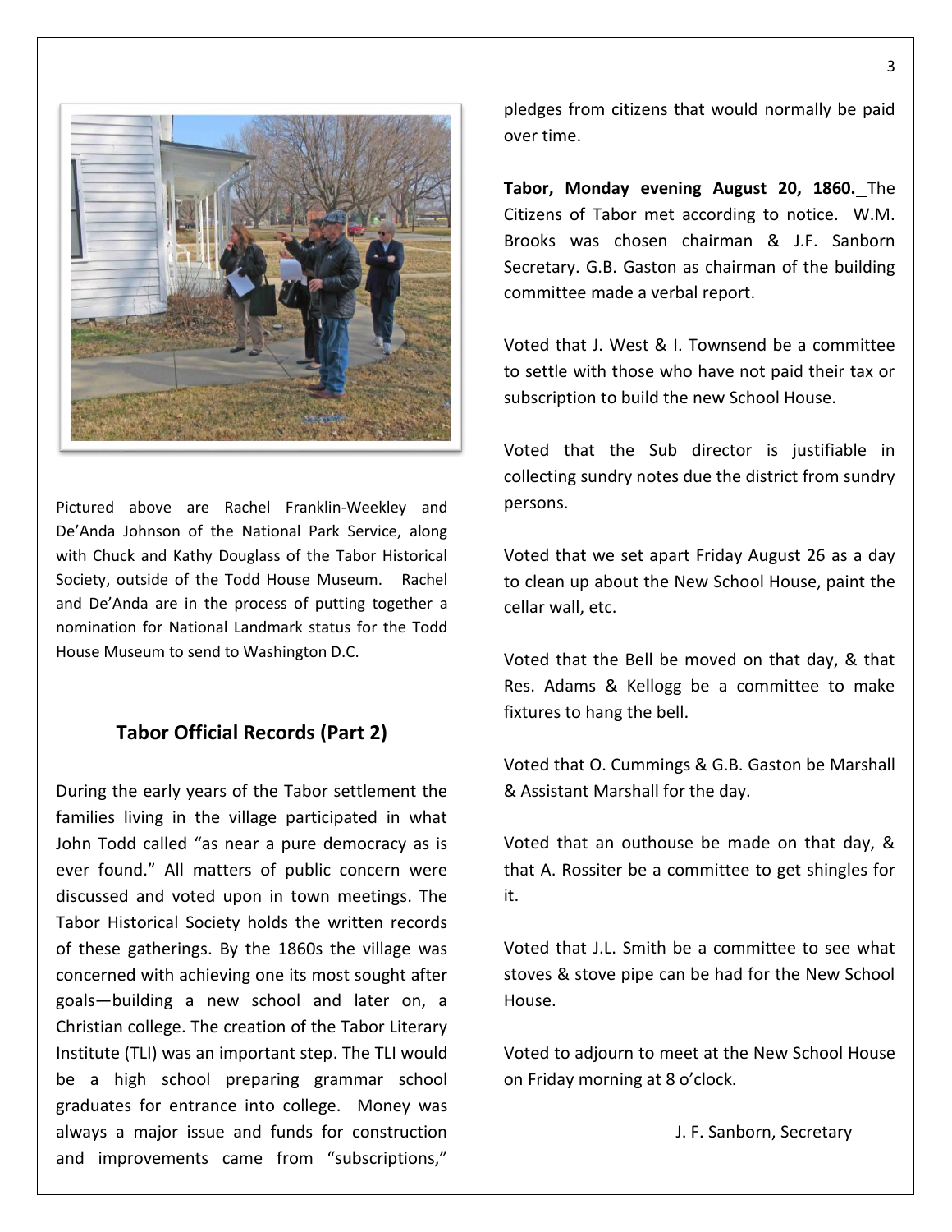Pictured above are Rachel Franklin-Weekley and De'Anda Johnson of the National Park Service, along with Chuck and Kathy Douglass of the Tabor Historical Society, outside of the Todd House Museum. Rachel and De'Anda are in the process of putting together a nomination for National Landmark status for the Todd House Museum to send to Washington D.C.

## Tabor Official Records (Part 2)

During the early years of the Tabor settlement the families living in the village participated in what John Todd called "as near a pure democracy as is ever found." All matters of public concern were discussed and voted upon in town meetings. The Tabor Historical Society holds the written records of these gatherings. By the 1860s the village was concerned with achieving one its most sought after goals—building a new school and later on, a Christian college. The creation of the Tabor Literary Institute (TLI) was an important step. The TLI would be a high school preparing grammar school graduates for entrance into college. Money was always a major issue and funds for construction and improvements came from "subscriptions," pledges from citizens that would normally be paid over time.

**Tabor, Monday evening August 20, 1860.** The Citizens of Tabor met according to notice. W.M. Brooks was chosen chairman & J.F. Sanborn Secretary. G.B. Gaston as chairman of the building committee made a verbal report.

Voted that J. West & I. Townsend be a committee to settle with those who have not paid their tax or subscription to build the new School House.

Voted that the Sub director is justifiable in collecting sundry notes due the district from sundry persons.

Voted that we set apart Friday August 26 as a day to clean up about the New School House, paint the cellar wall, etc.

Voted that the Bell be moved on that day, & that Res. Adams & Kellogg be a committee to make fixtures to hang the bell.

Voted that O. Cummings & G.B. Gaston be Marshall & Assistant Marshall for the day.

Voted that an outhouse be made on that day, & that A. Rossiter be a committee to get shingles for it.

Voted that J.L. Smith be a committee to see what stoves & stove pipe can be had for the New School House.

Voted to adjourn to meet at the New School House on Friday morning at 8 o'clock.

J. F. Sanborn, Secretary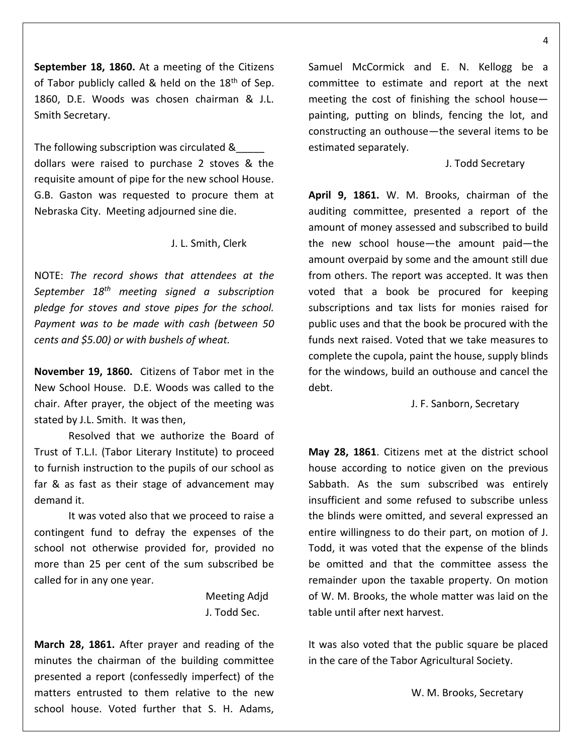**September 18, 1860.** At a meeting of the Citizens of Tabor publicly called & held on the 18th of Sep. 1860, D.E. Woods was chosen chairman & J.L. Smith Secretary.

The following subscription was circulated &_____ dollars were raised to purchase 2 stoves & the requisite amount of pipe for the new school House. G.B. Gaston was requested to procure them at Nebraska City. Meeting adjourned sine die.

J. L. Smith, Clerk

NOTE: *The record shows that attendees at the September 18th meeting signed a subscription pledge for stoves and stove pipes for the school. Payment was to be made with cash (between 50 cents and $5.00) or with bushels of wheat.*

**November 19, 1860.** Citizens of Tabor met in the New School House. D.E. Woods was called to the chair. After prayer, the object of the meeting was stated by J.L. Smith. It was then,

Resolved that we authorize the Board of Trust of T.L.I. (Tabor Literary Institute) to proceed to furnish instruction to the pupils of our school as far & as fast as their stage of advancement may demand it.

It was voted also that we proceed to raise a contingent fund to defray the expenses of the school not otherwise provided for, provided no more than 25 per cent of the sum subscribed be called for in any one year.

Meeting Adjd
J. Todd Sec.

**March 28, 1861.** After prayer and reading of the minutes the chairman of the building committee presented a report (confessedly imperfect) of the matters entrusted to them relative to the new school house. Voted further that S. H. Adams, Samuel McCormick and E. N. Kellogg be a committee to estimate and report at the next meeting the cost of finishing the school house—painting, putting on blinds, fencing the lot, and constructing an outhouse—the several items to be estimated separately.

J. Todd Secretary

**April 9, 1861.** W. M. Brooks, chairman of the auditing committee, presented a report of the amount of money assessed and subscribed to build the new school house—the amount paid—the amount overpaid by some and the amount still due from others. The report was accepted. It was then voted that a book be procured for keeping subscriptions and tax lists for monies raised for public uses and that the book be procured with the funds next raised. Voted that we take measures to complete the cupola, paint the house, supply blinds for the windows, build an outhouse and cancel the debt.

J. F. Sanborn, Secretary

**May 28, 1861**. Citizens met at the district school house according to notice given on the previous Sabbath. As the sum subscribed was entirely insufficient and some refused to subscribe unless the blinds were omitted, and several expressed an entire willingness to do their part, on motion of J. Todd, it was voted that the expense of the blinds be omitted and that the committee assess the remainder upon the taxable property. On motion of W. M. Brooks, the whole matter was laid on the table until after next harvest.

It was also voted that the public square be placed in the care of the Tabor Agricultural Society.

W. M. Brooks, Secretary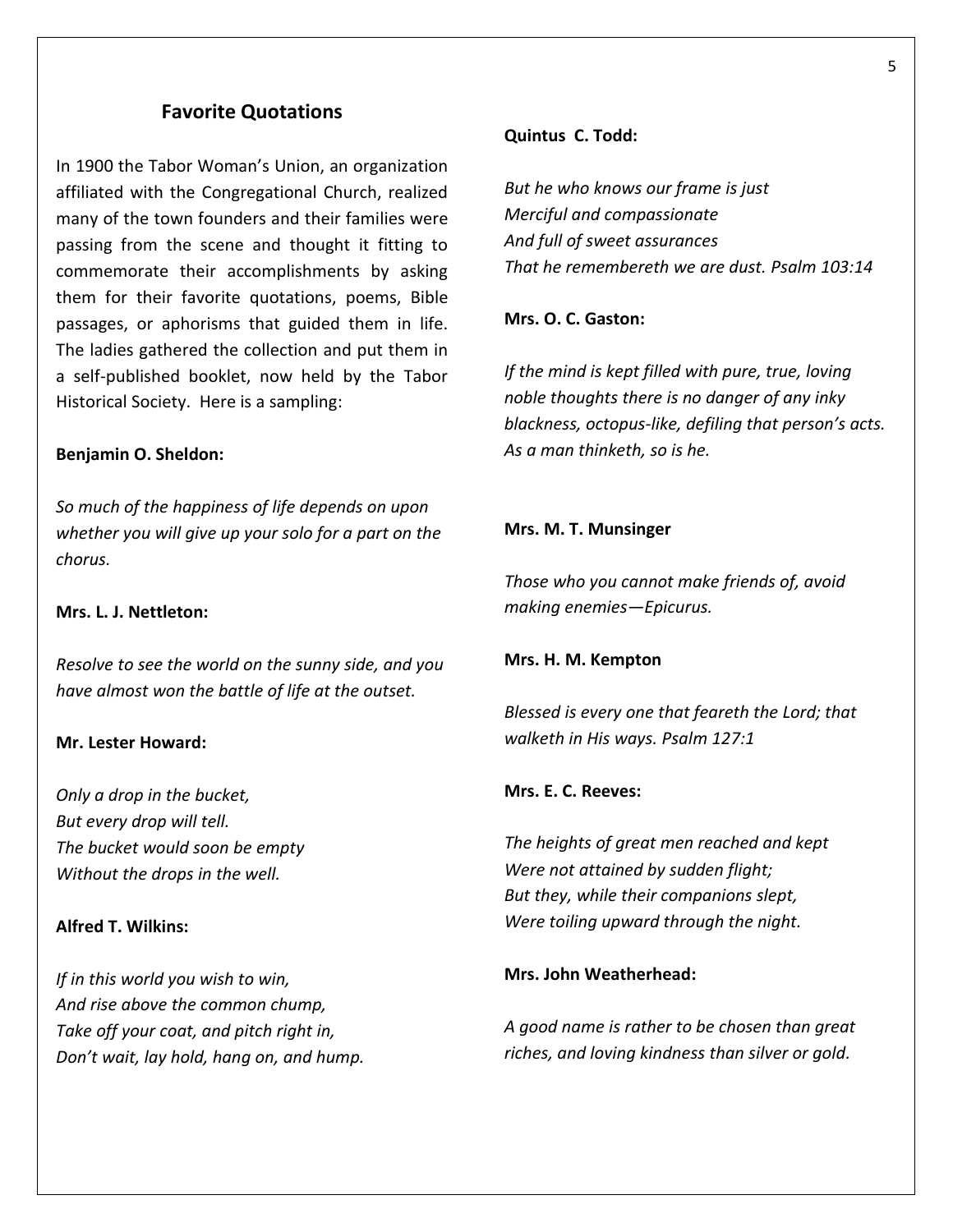## Favorite Quotations

In 1900 the Tabor Woman's Union, an organization affiliated with the Congregational Church, realized many of the town founders and their families were passing from the scene and thought it fitting to commemorate their accomplishments by asking them for their favorite quotations, poems, Bible passages, or aphorisms that guided them in life. The ladies gathered the collection and put them in a self-published booklet, now held by the Tabor Historical Society. Here is a sampling:

**Benjamin O. Sheldon:**

*So much of the happiness of life depends on upon whether you will give up your solo for a part on the chorus.*

**Mrs. L. J. Nettleton:**

*Resolve to see the world on the sunny side, and you have almost won the battle of life at the outset.*

**Mr. Lester Howard:**

*Only a drop in the bucket,*
*But every drop will tell.*
*The bucket would soon be empty*
*Without the drops in the well.*

**Alfred T. Wilkins:**

*If in this world you wish to win,*
*And rise above the common chump,*
*Take off your coat, and pitch right in,*
*Don't wait, lay hold, hang on, and hump.*

**Quintus C. Todd:**

*But he who knows our frame is just*
*Merciful and compassionate*
*And full of sweet assurances*
*That he remembereth we are dust. Psalm 103:14*

**Mrs. O. C. Gaston:**

*If the mind is kept filled with pure, true, loving noble thoughts there is no danger of any inky blackness, octopus-like, defiling that person's acts. As a man thinketh, so is he.*

**Mrs. M. T. Munsinger**

*Those who you cannot make friends of, avoid making enemies—Epicurus.*

**Mrs. H. M. Kempton**

*Blessed is every one that feareth the Lord; that walketh in His ways. Psalm 127:1*

**Mrs. E. C. Reeves:**

*The heights of great men reached and kept*
*Were not attained by sudden flight;*
*But they, while their companions slept,*
*Were toiling upward through the night.*

**Mrs. John Weatherhead:**

*A good name is rather to be chosen than great riches, and loving kindness than silver or gold.*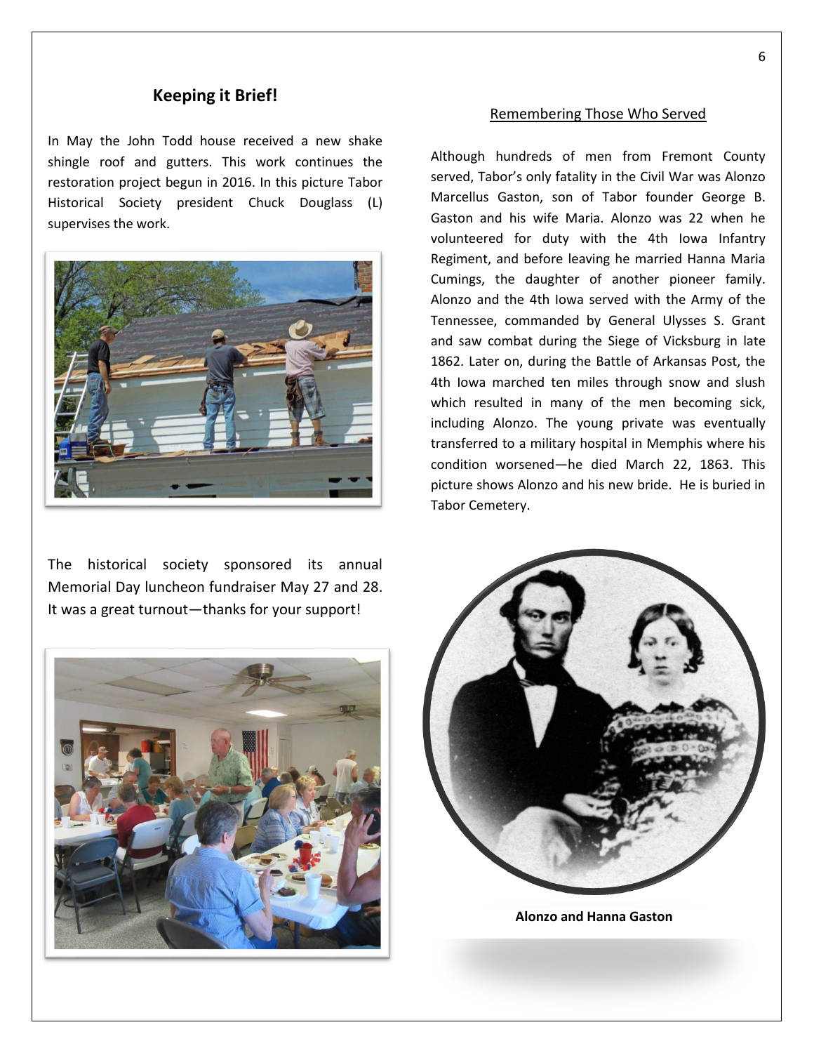## Keeping it Brief!

In May the John Todd house received a new shake shingle roof and gutters. This work continues the restoration project begun in 2016. In this picture Tabor Historical Society president Chuck Douglass (L) supervises the work.

The historical society sponsored its annual Memorial Day luncheon fundraiser May 27 and 28. It was a great turnout—thanks for your support!

## Remembering Those Who Served

Although hundreds of men from Fremont County served, Tabor's only fatality in the Civil War was Alonzo Marcellus Gaston, son of Tabor founder George B. Gaston and his wife Maria. Alonzo was 22 when he volunteered for duty with the 4th Iowa Infantry Regiment, and before leaving he married Hanna Maria Cumings, the daughter of another pioneer family. Alonzo and the 4th Iowa served with the Army of the Tennessee, commanded by General Ulysses S. Grant and saw combat during the Siege of Vicksburg in late 1862. Later on, during the Battle of Arkansas Post, the 4th Iowa marched ten miles through snow and slush which resulted in many of the men becoming sick, including Alonzo. The young private was eventually transferred to a military hospital in Memphis where his condition worsened—he died March 22, 1863. This picture shows Alonzo and his new bride. He is buried in Tabor Cemetery.

**Alonzo and Hanna Gaston**